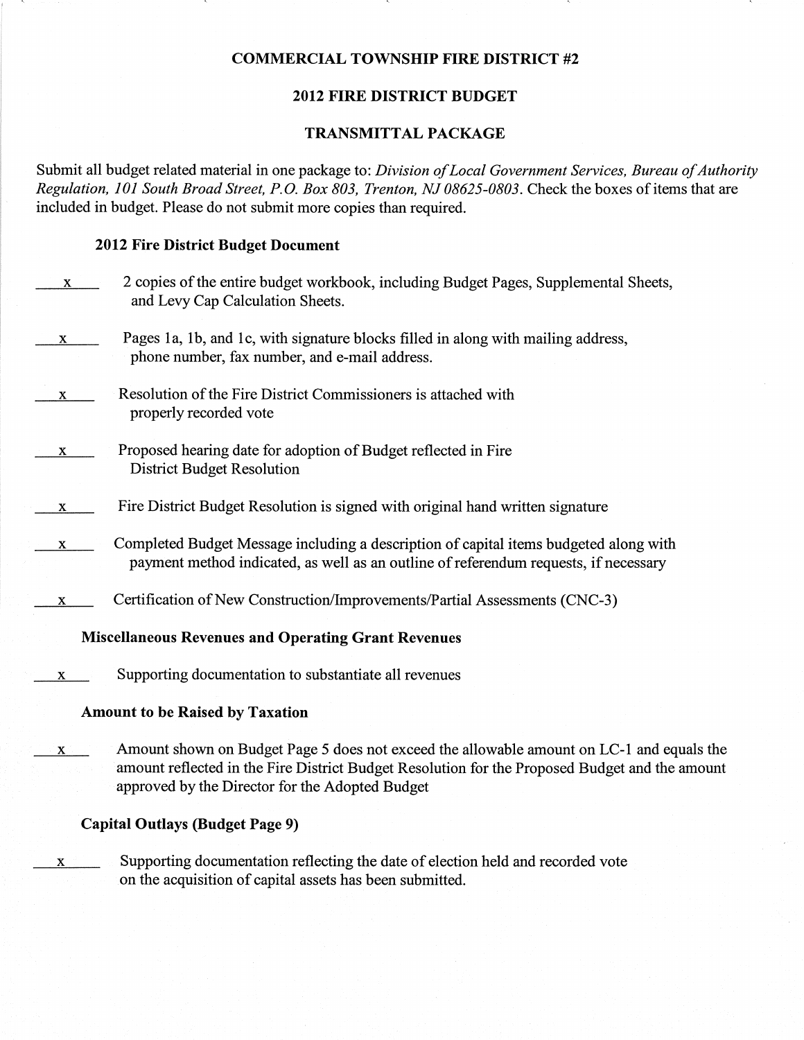# COMMERCIAL TOWNSHIP FIRE DISTRICT #2

## 2012 FIRE DISTRICT BUDGET

## TRANSMITTAL PACKAGE

Submit all budget related material in one package to: *Division of Local Government Services, Bureau of Authority Regulation, 101 South Broad Street, P.O. Box 803, Trenton, NJ 08625-0803*. Check the boxes of items that are included in budget. Please do not submit more copies than required.

### 2012 Fire District Budget Document

\_\_x\_\_ 2 copies of the entire budget workbook, including Budget Pages, Supplemental Sheets, and Levy Cap Calculation Sheets.

\_\_x\_\_ Pages 1a, 1b, and 1c, with signature blocks filled in along with mailing address, phone number, fax number, and e-mail address.

\_\_x\_\_ Resolution of the Fire District Commissioners is attached with properly recorded vote

\_\_x\_\_ Proposed hearing date for adoption of Budget reflected in Fire District Budget Resolution

\_\_x\_\_ Fire District Budget Resolution is signed with original hand written signature

\_\_x\_\_ Completed Budget Message including a description of capital items budgeted along with payment method indicated, as well as an outline of referendum requests, if necessary

\_\_x\_\_ Certification of New Construction/Improvements/Partial Assessments (CNC-3)

### Miscellaneous Revenues and Operating Grant Revenues

\_\_x\_\_ Supporting documentation to substantiate all revenues

### Amount to be Raised by Taxation

\_\_x\_\_ Amount shown on Budget Page 5 does not exceed the allowable amount on LC-1 and equals the amount reflected in the Fire District Budget Resolution for the Proposed Budget and the amount approved by the Director for the Adopted Budget

### Capital Outlays (Budget Page 9)

\_\_x\_\_ Supporting documentation reflecting the date of election held and recorded vote on the acquisition of capital assets has been submitted.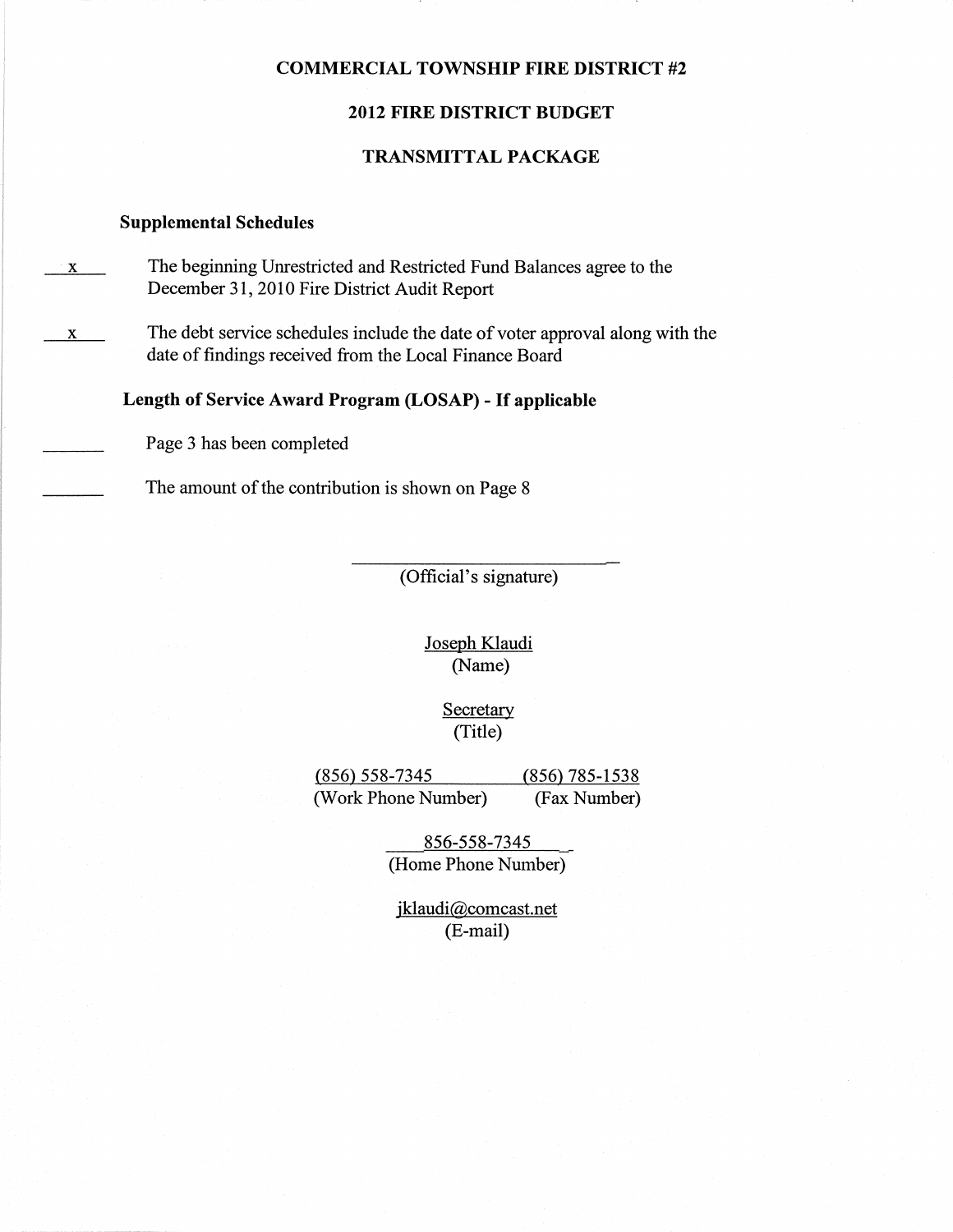# COMMERCIAL TOWNSHIP FIRE DISTRICT #2

## 2012 FIRE DISTRICT BUDGET

## TRANSMITTAL PACKAGE

### Supplemental Schedules

- x — The beginning Unrestricted and Restricted Fund Balances agree to the December 31, 2010 Fire District Audit Report
- x — The debt service schedules include the date of voter approval along with the date of findings received from the Local Finance Board

### Length of Service Award Program (LOSAP) - If applicable

- ______ Page 3 has been completed
- ______ The amount of the contribution is shown on Page 8

______________________________
(Official's signature)

Joseph Klaudi
(Name)

Secretary
(Title)

(856) 558-7345 (Work Phone Number)

(856) 785-1538 (Fax Number)

856-558-7345
(Home Phone Number)

jklaudi@comcast.net
(E-mail)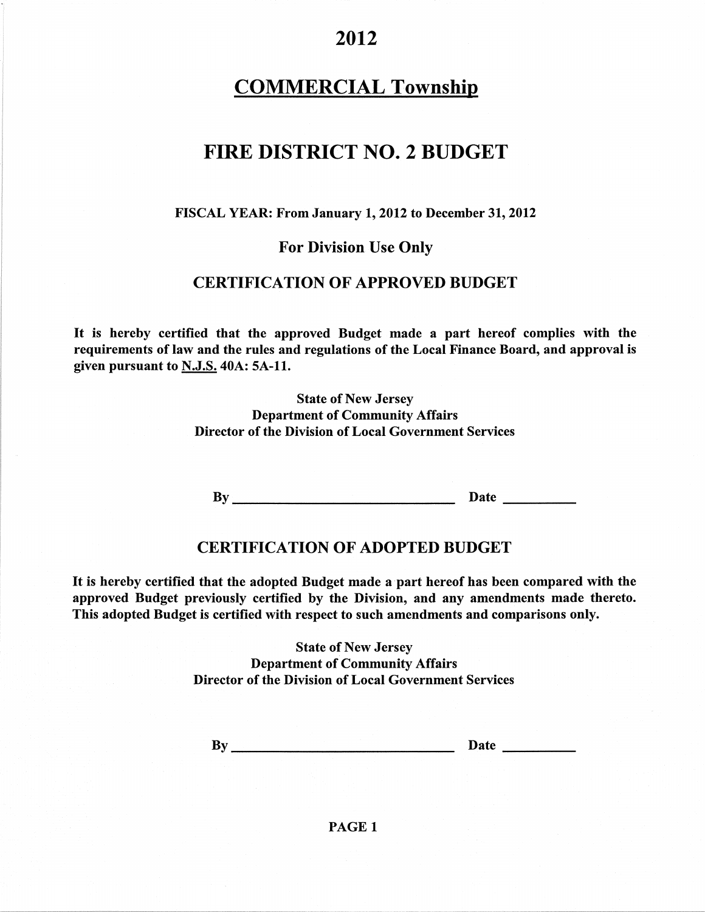# 2012

# COMMERCIAL Township

# FIRE DISTRICT NO. 2 BUDGET

**FISCAL YEAR: From January 1, 2012 to December 31, 2012**

**For Division Use Only**

## CERTIFICATION OF APPROVED BUDGET

**It is hereby certified that the approved Budget made a part hereof complies with the requirements of law and the rules and regulations of the Local Finance Board, and approval is given pursuant to N.J.S. 40A: 5A-11.**

**State of New Jersey**
**Department of Community Affairs**
**Director of the Division of Local Government Services**

**By \_\_\_\_\_\_\_\_\_\_\_\_\_\_\_\_\_\_\_\_\_\_\_\_\_\_\_\_\_\_\_\_ Date \_\_\_\_\_\_\_\_\_\_**

## CERTIFICATION OF ADOPTED BUDGET

**It is hereby certified that the adopted Budget made a part hereof has been compared with the approved Budget previously certified by the Division, and any amendments made thereto. This adopted Budget is certified with respect to such amendments and comparisons only.**

**State of New Jersey**
**Department of Community Affairs**
**Director of the Division of Local Government Services**

**By \_\_\_\_\_\_\_\_\_\_\_\_\_\_\_\_\_\_\_\_\_\_\_\_\_\_\_\_\_\_\_\_ Date \_\_\_\_\_\_\_\_\_\_**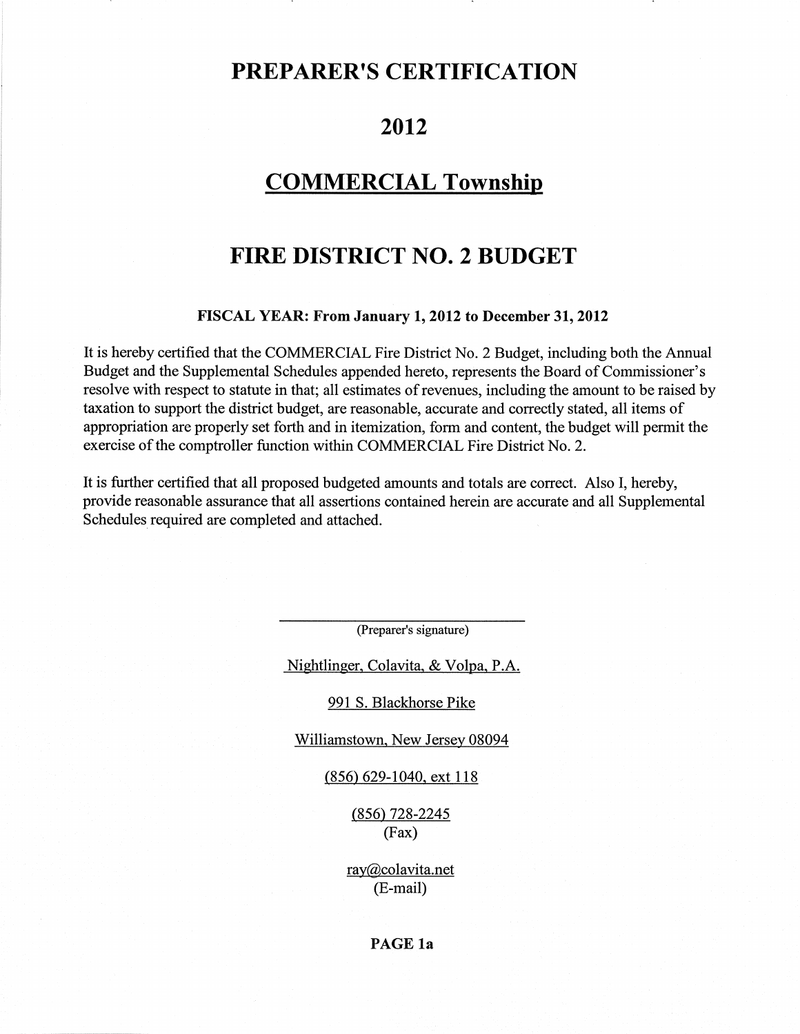# PREPARER'S CERTIFICATION

# 2012

# COMMERCIAL Township

# FIRE DISTRICT NO. 2 BUDGET

**FISCAL YEAR: From January 1, 2012 to December 31, 2012**

It is hereby certified that the COMMERCIAL Fire District No. 2 Budget, including both the Annual Budget and the Supplemental Schedules appended hereto, represents the Board of Commissioner's resolve with respect to statute in that; all estimates of revenues, including the amount to be raised by taxation to support the district budget, are reasonable, accurate and correctly stated, all items of appropriation are properly set forth and in itemization, form and content, the budget will permit the exercise of the comptroller function within COMMERCIAL Fire District No. 2.

It is further certified that all proposed budgeted amounts and totals are correct. Also I, hereby, provide reasonable assurance that all assertions contained herein are accurate and all Supplemental Schedules required are completed and attached.

\_\_\_\_\_\_\_\_\_\_\_\_\_\_\_\_\_\_\_\_\_\_\_\_\_\_\_\_\_\_

(Preparer's signature)

Nightlinger, Colavita, & Volpa, P.A.

991 S. Blackhorse Pike

Williamstown, New Jersey 08094

(856) 629-1040, ext 118

(856) 728-2245
(Fax)

ray@colavita.net
(E-mail)

**PAGE 1a**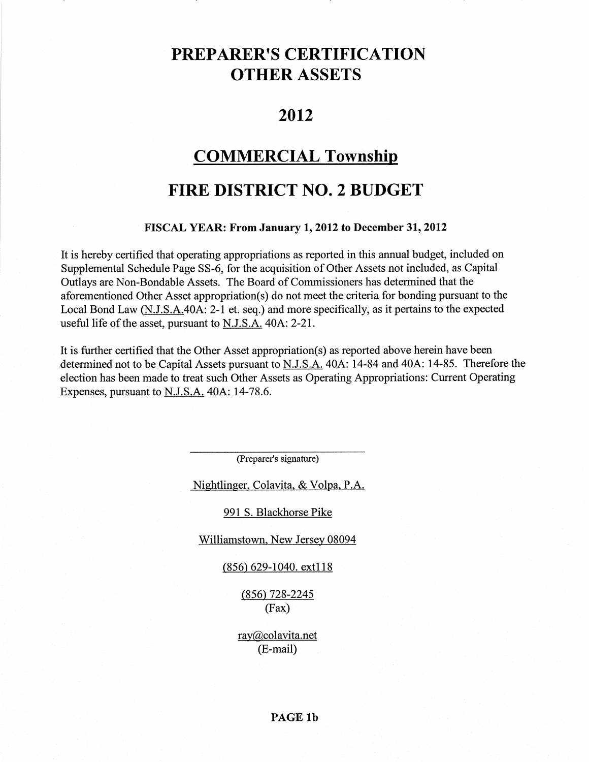# PREPARER'S CERTIFICATION
# OTHER ASSETS

## 2012

## COMMERCIAL Township

## FIRE DISTRICT NO. 2 BUDGET

**FISCAL YEAR: From January 1, 2012 to December 31, 2012**

It is hereby certified that operating appropriations as reported in this annual budget, included on Supplemental Schedule Page SS-6, for the acquisition of Other Assets not included, as Capital Outlays are Non-Bondable Assets. The Board of Commissioners has determined that the aforementioned Other Asset appropriation(s) do not meet the criteria for bonding pursuant to the Local Bond Law (N.J.S.A.40A: 2-1 et. seq.) and more specifically, as it pertains to the expected useful life of the asset, pursuant to N.J.S.A. 40A: 2-21.

It is further certified that the Other Asset appropriation(s) as reported above herein have been determined not to be Capital Assets pursuant to N.J.S.A. 40A: 14-84 and 40A: 14-85. Therefore the election has been made to treat such Other Assets as Operating Appropriations: Current Operating Expenses, pursuant to N.J.S.A. 40A: 14-78.6.

\_\_\_\_\_\_\_\_\_\_\_\_\_\_\_\_\_\_\_\_\_\_\_\_\_\_\_\_\_\_\_\_
(Preparer's signature)

Nightlinger, Colavita, & Volpa, P.A.

991 S. Blackhorse Pike

Williamstown, New Jersey 08094

(856) 629-1040. ext118

(856) 728-2245
(Fax)

ray@colavita.net
(E-mail)

**PAGE 1b**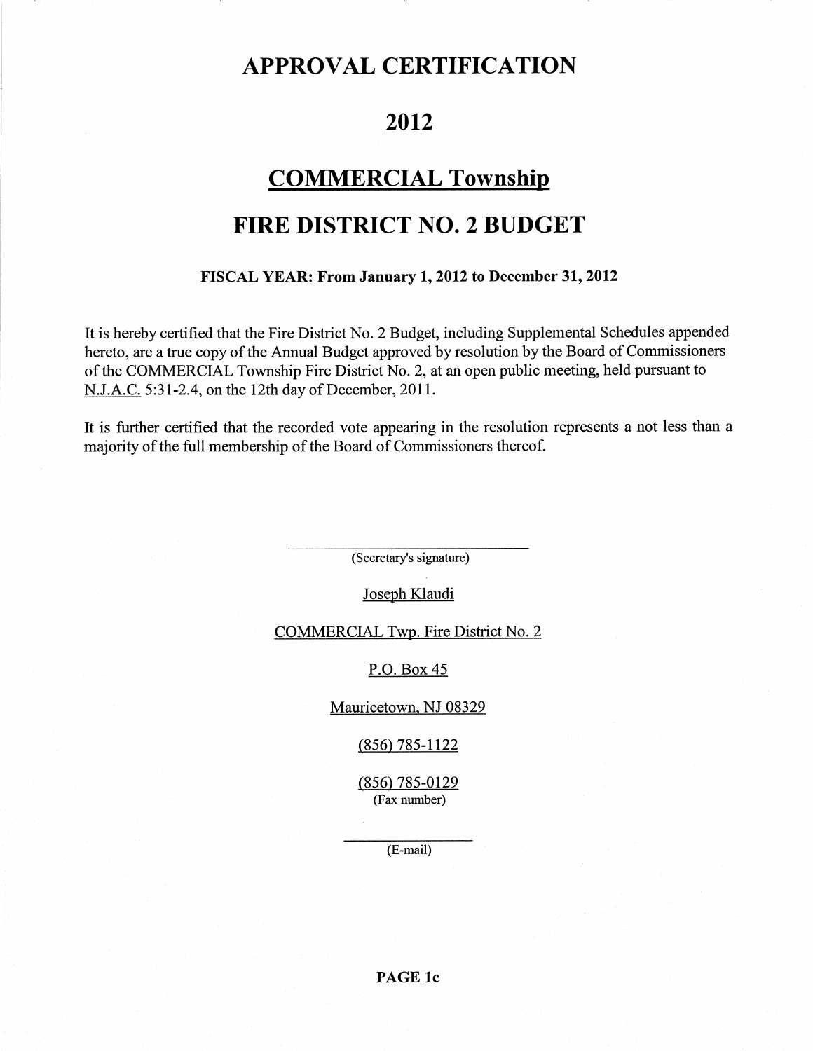# APPROVAL CERTIFICATION

# 2012

# COMMERCIAL Township

# FIRE DISTRICT NO. 2 BUDGET

**FISCAL YEAR: From January 1, 2012 to December 31, 2012**

It is hereby certified that the Fire District No. 2 Budget, including Supplemental Schedules appended hereto, are a true copy of the Annual Budget approved by resolution by the Board of Commissioners of the COMMERCIAL Township Fire District No. 2, at an open public meeting, held pursuant to N.J.A.C. 5:31-2.4, on the 12th day of December, 2011.

It is further certified that the recorded vote appearing in the resolution represents a not less than a majority of the full membership of the Board of Commissioners thereof.

\_\_\_\_\_\_\_\_\_\_\_\_\_\_\_\_\_\_\_\_\_\_\_\_\_\_\_\_\_\_
(Secretary's signature)

Joseph Klaudi

COMMERCIAL Twp. Fire District No. 2

P.O. Box 45

Mauricetown, NJ 08329

(856) 785-1122

(856) 785-0129
(Fax number)

\_\_\_\_\_\_\_\_\_\_\_\_\_\_\_\_
(E-mail)

**PAGE 1c**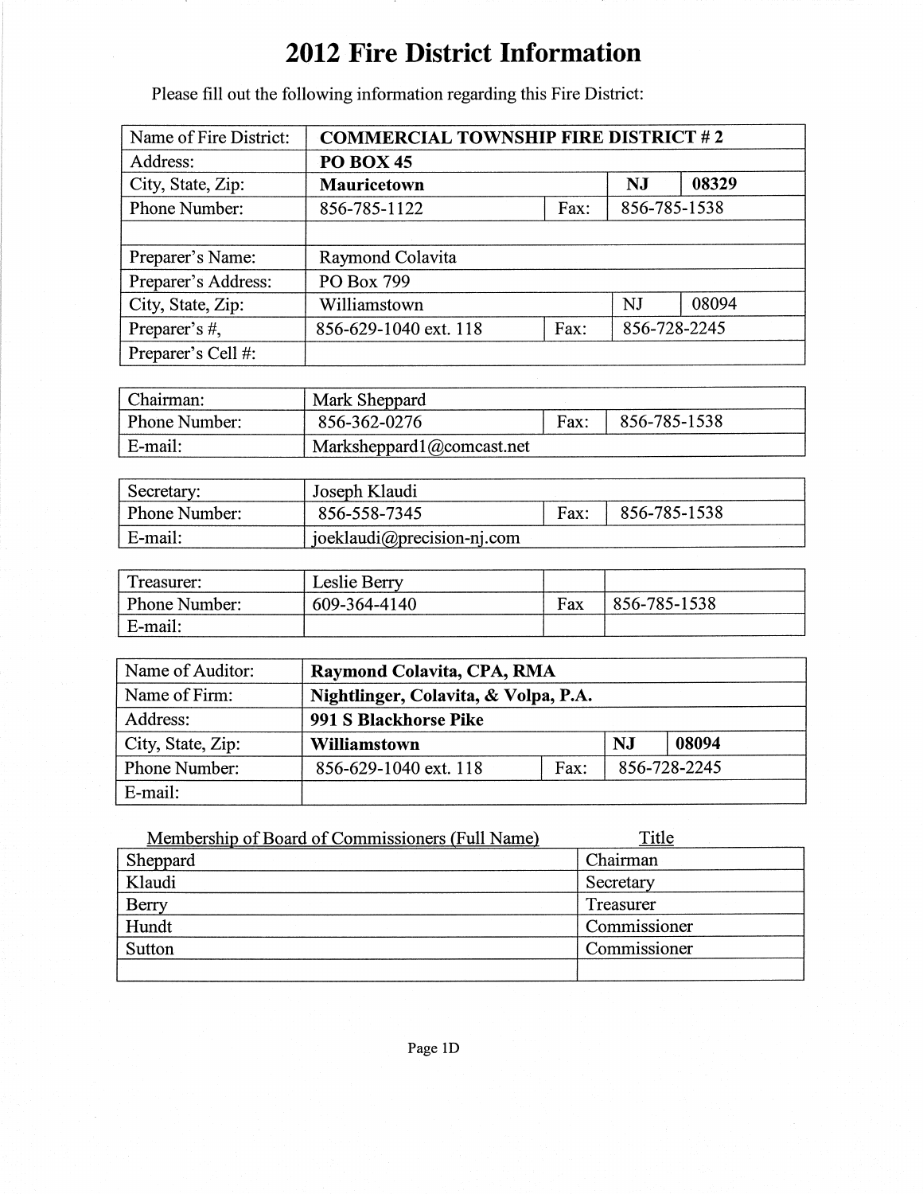# 2012 Fire District Information

Please fill out the following information regarding this Fire District:

| | | | | |
|---|---|---|---|---|
| Name of Fire District: | **COMMERCIAL TOWNSHIP FIRE DISTRICT # 2** | | | |
| Address: | **PO BOX 45** | | | |
| City, State, Zip: | **Mauricetown** | | **NJ** | **08329** |
| Phone Number: | 856-785-1122 | Fax: | 856-785-1538 | |
| | | | | |
| Preparer's Name: | Raymond Colavita | | | |
| Preparer's Address: | PO Box 799 | | | |
| City, State, Zip: | Williamstown | | NJ | 08094 |
| Preparer's #, | 856-629-1040 ext. 118 | Fax: | 856-728-2245 | |
| Preparer's Cell #: | | | | |

| | | | |
|---|---|---|---|
| Chairman: | Mark Sheppard | | |
| Phone Number: | 856-362-0276 | Fax: | 856-785-1538 |
| E-mail: | Marksheppard1@comcast.net | | |

| | | | |
|---|---|---|---|
| Secretary: | Joseph Klaudi | | |
| Phone Number: | 856-558-7345 | Fax: | 856-785-1538 |
| E-mail: | joeklaudi@precision-nj.com | | |

| | | | |
|---|---|---|---|
| Treasurer: | Leslie Berry | | |
| Phone Number: | 609-364-4140 | Fax | 856-785-1538 |
| E-mail: | | | |

| | | | | |
|---|---|---|---|---|
| Name of Auditor: | **Raymond Colavita, CPA, RMA** | | | |
| Name of Firm: | **Nightlinger, Colavita, & Volpa, P.A.** | | | |
| Address: | **991 S Blackhorse Pike** | | | |
| City, State, Zip: | **Williamstown** | | **NJ** | **08094** |
| Phone Number: | 856-629-1040 ext. 118 | Fax: | 856-728-2245 | |
| E-mail: | | | | |

| Membership of Board of Commissioners (Full Name) | Title |
|---|---|
| Sheppard | Chairman |
| Klaudi | Secretary |
| Berry | Treasurer |
| Hundt | Commissioner |
| Sutton | Commissioner |
| | |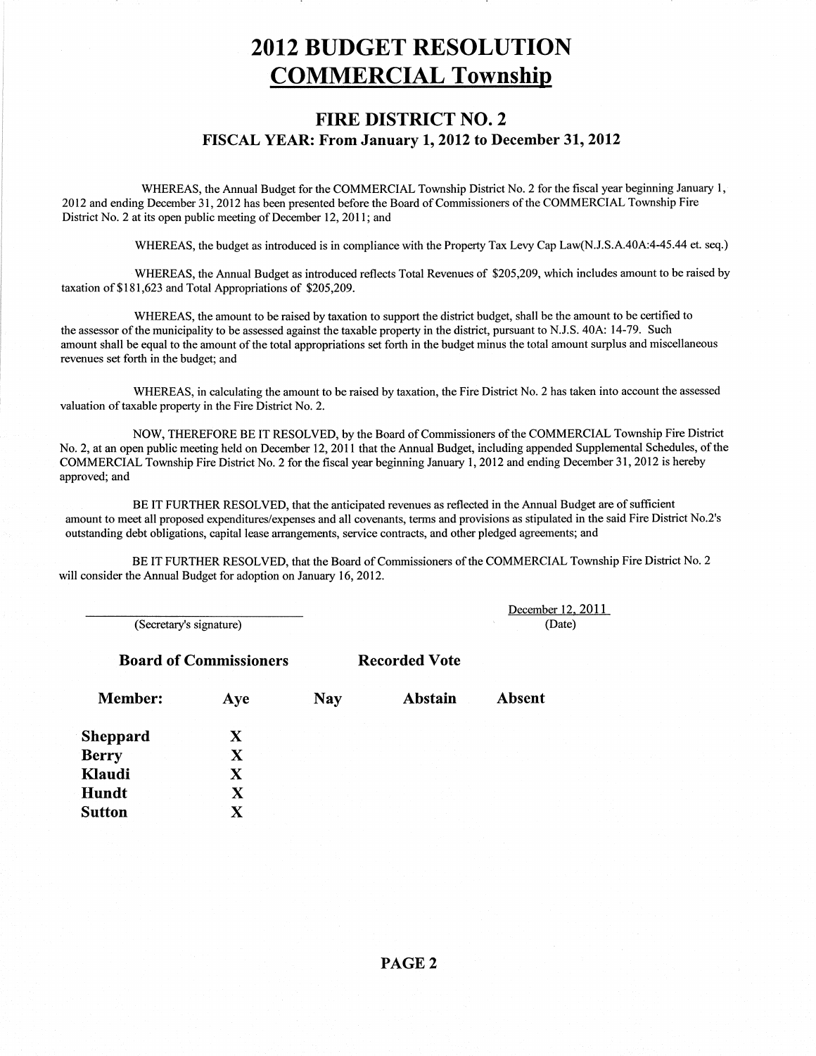# 2012 BUDGET RESOLUTION
# COMMERCIAL Township

## FIRE DISTRICT NO. 2
### FISCAL YEAR: From January 1, 2012 to December 31, 2012

WHEREAS, the Annual Budget for the COMMERCIAL Township District No. 2 for the fiscal year beginning January 1, 2012 and ending December 31, 2012 has been presented before the Board of Commissioners of the COMMERCIAL Township Fire District No. 2 at its open public meeting of December 12, 2011; and

WHEREAS, the budget as introduced is in compliance with the Property Tax Levy Cap Law(N.J.S.A.40A:4-45.44 et. seq.)

WHEREAS, the Annual Budget as introduced reflects Total Revenues of $205,209, which includes amount to be raised by taxation of $181,623 and Total Appropriations of $205,209.

WHEREAS, the amount to be raised by taxation to support the district budget, shall be the amount to be certified to the assessor of the municipality to be assessed against the taxable property in the district, pursuant to N.J.S. 40A: 14-79. Such amount shall be equal to the amount of the total appropriations set forth in the budget minus the total amount surplus and miscellaneous revenues set forth in the budget; and

WHEREAS, in calculating the amount to be raised by taxation, the Fire District No. 2 has taken into account the assessed valuation of taxable property in the Fire District No. 2.

NOW, THEREFORE BE IT RESOLVED, by the Board of Commissioners of the COMMERCIAL Township Fire District No. 2, at an open public meeting held on December 12, 2011 that the Annual Budget, including appended Supplemental Schedules, of the COMMERCIAL Township Fire District No. 2 for the fiscal year beginning January 1, 2012 and ending December 31, 2012 is hereby approved; and

BE IT FURTHER RESOLVED, that the anticipated revenues as reflected in the Annual Budget are of sufficient amount to meet all proposed expenditures/expenses and all covenants, terms and provisions as stipulated in the said Fire District No.2's outstanding debt obligations, capital lease arrangements, service contracts, and other pledged agreements; and

BE IT FURTHER RESOLVED, that the Board of Commissioners of the COMMERCIAL Township Fire District No. 2 will consider the Annual Budget for adoption on January 16, 2012.

\_\_\_\_\_\_\_\_\_\_\_\_\_\_\_\_\_\_\_\_\_\_\_\_\_\_\_\_\_\_ December 12, 2011
(Secretary's signature) (Date)

**Board of Commissioners** **Recorded Vote**

| Member: | Aye | Nay | Abstain | Absent |
|---|---|---|---|---|
| **Sheppard** | X | | | |
| **Berry** | X | | | |
| **Klaudi** | X | | | |
| **Hundt** | X | | | |
| **Sutton** | X | | | |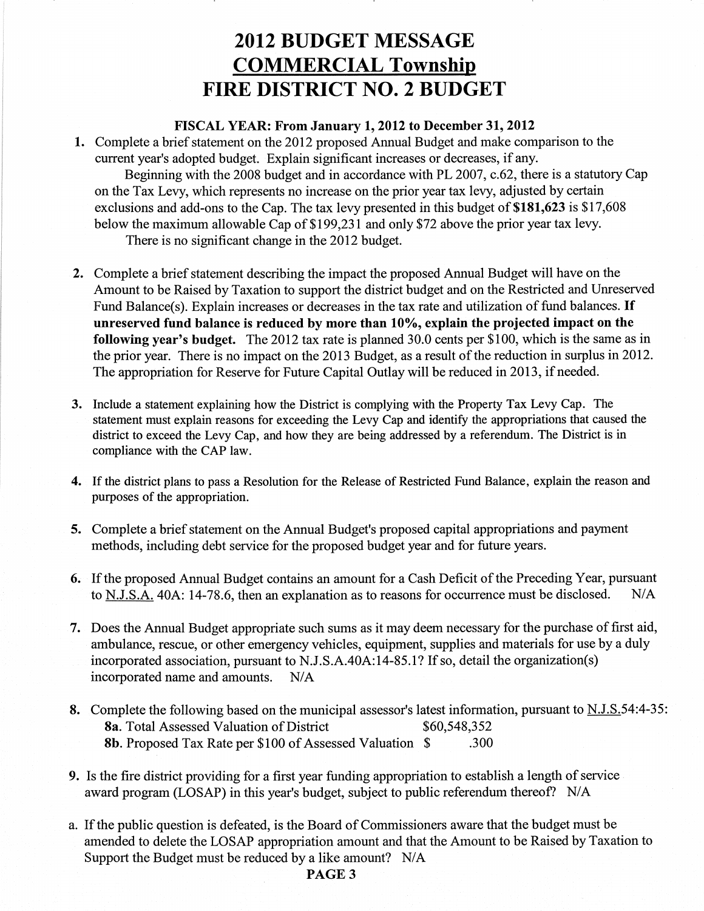# 2012 BUDGET MESSAGE
## COMMERCIAL Township
# FIRE DISTRICT NO. 2 BUDGET

**FISCAL YEAR: From January 1, 2012 to December 31, 2012**

1. Complete a brief statement on the 2012 proposed Annual Budget and make comparison to the current year's adopted budget. Explain significant increases or decreases, if any.

   Beginning with the 2008 budget and in accordance with PL 2007, c.62, there is a statutory Cap on the Tax Levy, which represents no increase on the prior year tax levy, adjusted by certain exclusions and add-ons to the Cap. The tax levy presented in this budget of **$181,623** is $17,608 below the maximum allowable Cap of $199,231 and only $72 above the prior year tax levy.

   There is no significant change in the 2012 budget.

2. Complete a brief statement describing the impact the proposed Annual Budget will have on the Amount to be Raised by Taxation to support the district budget and on the Restricted and Unreserved Fund Balance(s). Explain increases or decreases in the tax rate and utilization of fund balances. **If unreserved fund balance is reduced by more than 10%, explain the projected impact on the following year's budget.** The 2012 tax rate is planned 30.0 cents per $100, which is the same as in the prior year. There is no impact on the 2013 Budget, as a result of the reduction in surplus in 2012. The appropriation for Reserve for Future Capital Outlay will be reduced in 2013, if needed.

3. Include a statement explaining how the District is complying with the Property Tax Levy Cap. The statement must explain reasons for exceeding the Levy Cap and identify the appropriations that caused the district to exceed the Levy Cap, and how they are being addressed by a referendum. The District is in compliance with the CAP law.

4. If the district plans to pass a Resolution for the Release of Restricted Fund Balance, explain the reason and purposes of the appropriation.

5. Complete a brief statement on the Annual Budget's proposed capital appropriations and payment methods, including debt service for the proposed budget year and for future years.

6. If the proposed Annual Budget contains an amount for a Cash Deficit of the Preceding Year, pursuant to N.J.S.A. 40A: 14-78.6, then an explanation as to reasons for occurrence must be disclosed. N/A

7. Does the Annual Budget appropriate such sums as it may deem necessary for the purchase of first aid, ambulance, rescue, or other emergency vehicles, equipment, supplies and materials for use by a duly incorporated association, pursuant to N.J.S.A.40A:14-85.1? If so, detail the organization(s) incorporated name and amounts. N/A

8. Complete the following based on the municipal assessor's latest information, pursuant to N.J.S.54:4-35:

   **8a**. Total Assessed Valuation of District $60,548,352

   **8b**. Proposed Tax Rate per $100 of Assessed Valuation $ .300

9. Is the fire district providing for a first year funding appropriation to establish a length of service award program (LOSAP) in this year's budget, subject to public referendum thereof? N/A

a. If the public question is defeated, is the Board of Commissioners aware that the budget must be amended to delete the LOSAP appropriation amount and that the Amount to be Raised by Taxation to Support the Budget must be reduced by a like amount? N/A